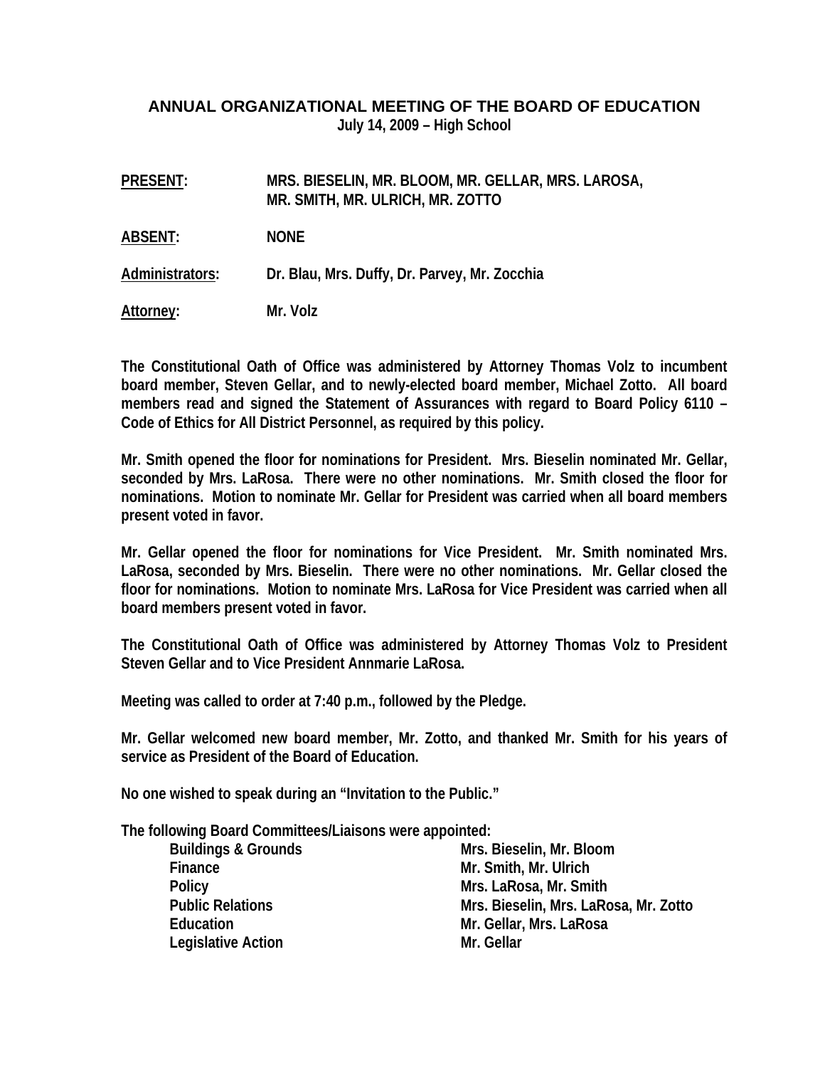## ANNUAL ORGANIZATIONAL MEETING OF THE BOARD OF EDUCATION

**July 14, 2009 – High School**

**PRESENT:** MRS. BIESELIN, MR. BLOOM, MR. GELLAR, MRS. LAROSA, MR. SMITH, MR. ULRICH, MR. ZOTTO

**ABSENT:** NONE

**Administrators:** Dr. Blau, Mrs. Duffy, Dr. Parvey, Mr. Zocchia

**Attorney:** Mr. Volz

The Constitutional Oath of Office was administered by Attorney Thomas Volz to incumbent board member, Steven Gellar, and to newly-elected board member, Michael Zotto. All board members read and signed the Statement of Assurances with regard to Board Policy 6110 – Code of Ethics for All District Personnel, as required by this policy.

Mr. Smith opened the floor for nominations for President. Mrs. Bieselin nominated Mr. Gellar, seconded by Mrs. LaRosa. There were no other nominations. Mr. Smith closed the floor for nominations. Motion to nominate Mr. Gellar for President was carried when all board members present voted in favor.

Mr. Gellar opened the floor for nominations for Vice President. Mr. Smith nominated Mrs. LaRosa, seconded by Mrs. Bieselin. There were no other nominations. Mr. Gellar closed the floor for nominations. Motion to nominate Mrs. LaRosa for Vice President was carried when all board members present voted in favor.

The Constitutional Oath of Office was administered by Attorney Thomas Volz to President Steven Gellar and to Vice President Annmarie LaRosa.

Meeting was called to order at 7:40 p.m., followed by the Pledge.

Mr. Gellar welcomed new board member, Mr. Zotto, and thanked Mr. Smith for his years of service as President of the Board of Education.

No one wished to speak during an "Invitation to the Public."

The following Board Committees/Liaisons were appointed:

| | |
|---|---|
| Buildings & Grounds | Mrs. Bieselin, Mr. Bloom |
| Finance | Mr. Smith, Mr. Ulrich |
| Policy | Mrs. LaRosa, Mr. Smith |
| Public Relations | Mrs. Bieselin, Mrs. LaRosa, Mr. Zotto |
| Education | Mr. Gellar, Mrs. LaRosa |
| Legislative Action | Mr. Gellar |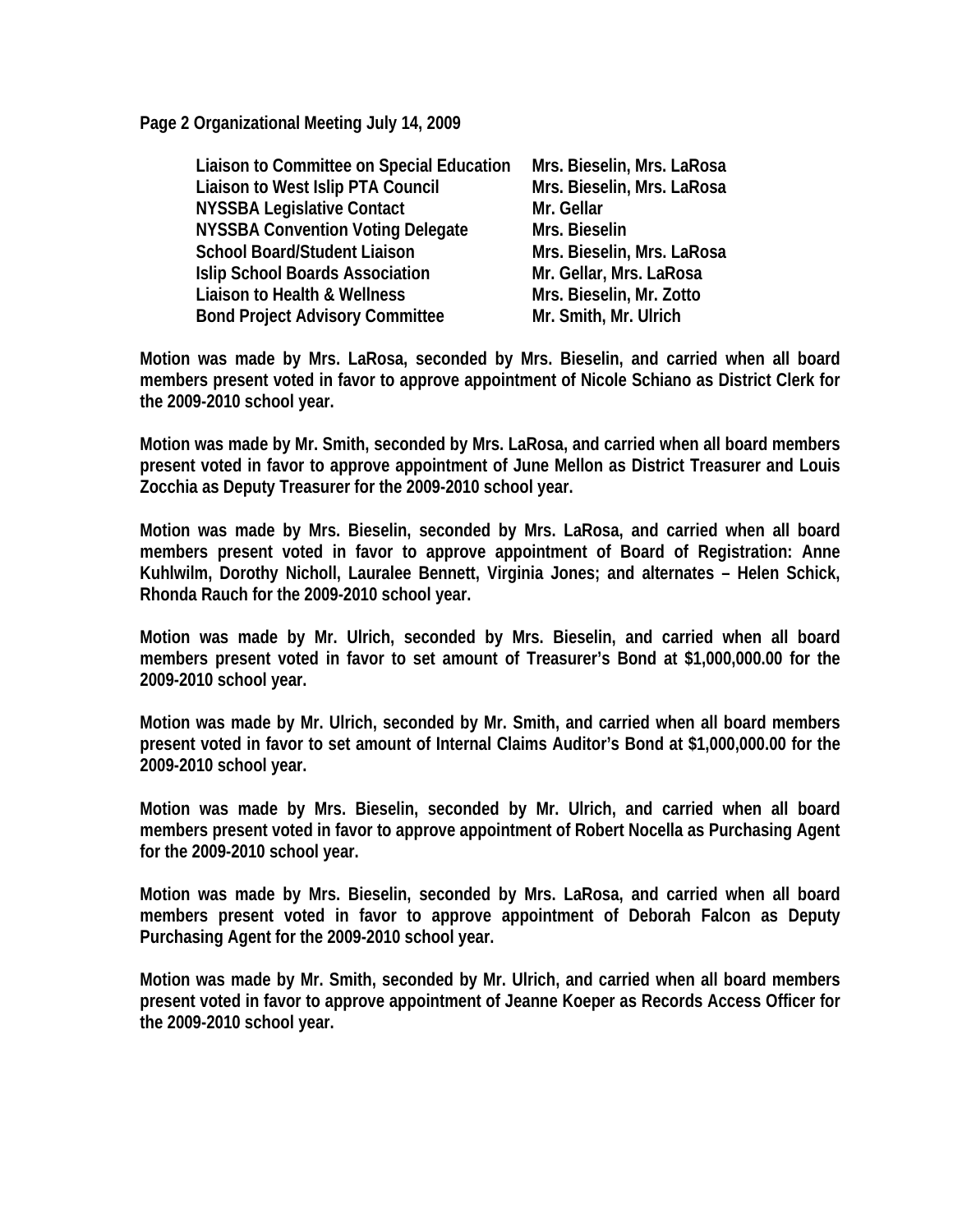**Page 2 Organizational Meeting July 14, 2009**

| | |
|---|---|
| **Liaison to Committee on Special Education** | **Mrs. Bieselin, Mrs. LaRosa** |
| **Liaison to West Islip PTA Council** | **Mrs. Bieselin, Mrs. LaRosa** |
| **NYSSBA Legislative Contact** | **Mr. Gellar** |
| **NYSSBA Convention Voting Delegate** | **Mrs. Bieselin** |
| **School Board/Student Liaison** | **Mrs. Bieselin, Mrs. LaRosa** |
| **Islip School Boards Association** | **Mr. Gellar, Mrs. LaRosa** |
| **Liaison to Health & Wellness** | **Mrs. Bieselin, Mr. Zotto** |
| **Bond Project Advisory Committee** | **Mr. Smith, Mr. Ulrich** |

**Motion was made by Mrs. LaRosa, seconded by Mrs. Bieselin, and carried when all board members present voted in favor to approve appointment of Nicole Schiano as District Clerk for the 2009-2010 school year.**

**Motion was made by Mr. Smith, seconded by Mrs. LaRosa, and carried when all board members present voted in favor to approve appointment of June Mellon as District Treasurer and Louis Zocchia as Deputy Treasurer for the 2009-2010 school year.**

**Motion was made by Mrs. Bieselin, seconded by Mrs. LaRosa, and carried when all board members present voted in favor to approve appointment of Board of Registration: Anne Kuhlwilm, Dorothy Nicholl, Lauralee Bennett, Virginia Jones; and alternates – Helen Schick, Rhonda Rauch for the 2009-2010 school year.**

**Motion was made by Mr. Ulrich, seconded by Mrs. Bieselin, and carried when all board members present voted in favor to set amount of Treasurer's Bond at $1,000,000.00 for the 2009-2010 school year.**

**Motion was made by Mr. Ulrich, seconded by Mr. Smith, and carried when all board members present voted in favor to set amount of Internal Claims Auditor's Bond at $1,000,000.00 for the 2009-2010 school year.**

**Motion was made by Mrs. Bieselin, seconded by Mr. Ulrich, and carried when all board members present voted in favor to approve appointment of Robert Nocella as Purchasing Agent for the 2009-2010 school year.**

**Motion was made by Mrs. Bieselin, seconded by Mrs. LaRosa, and carried when all board members present voted in favor to approve appointment of Deborah Falcon as Deputy Purchasing Agent for the 2009-2010 school year.**

**Motion was made by Mr. Smith, seconded by Mr. Ulrich, and carried when all board members present voted in favor to approve appointment of Jeanne Koeper as Records Access Officer for the 2009-2010 school year.**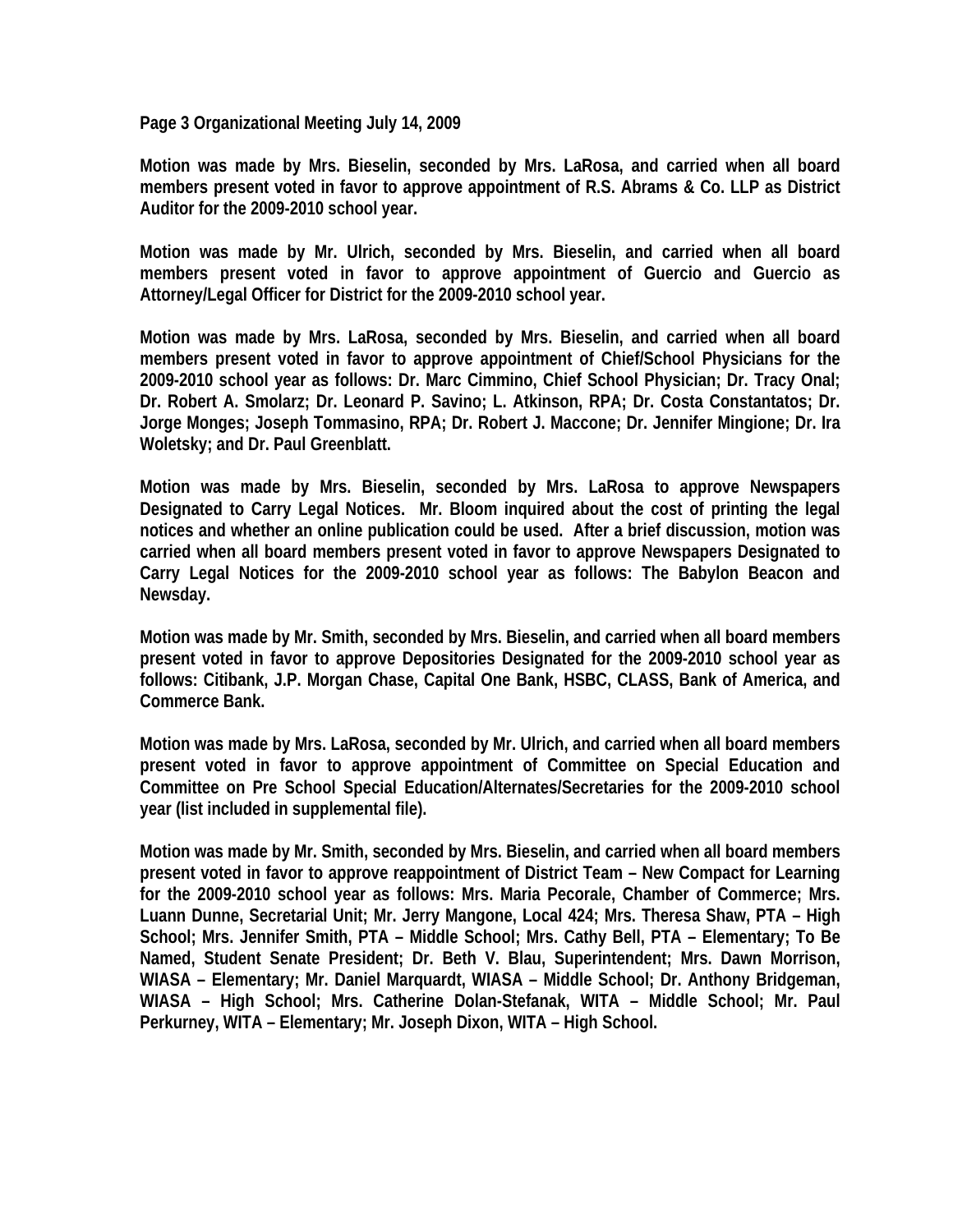**Motion was made by Mrs. Bieselin, seconded by Mrs. LaRosa, and carried when all board members present voted in favor to approve appointment of R.S. Abrams & Co. LLP as District Auditor for the 2009-2010 school year.**

**Motion was made by Mr. Ulrich, seconded by Mrs. Bieselin, and carried when all board members present voted in favor to approve appointment of Guercio and Guercio as Attorney/Legal Officer for District for the 2009-2010 school year.**

**Motion was made by Mrs. LaRosa, seconded by Mrs. Bieselin, and carried when all board members present voted in favor to approve appointment of Chief/School Physicians for the 2009-2010 school year as follows: Dr. Marc Cimmino, Chief School Physician; Dr. Tracy Onal; Dr. Robert A. Smolarz; Dr. Leonard P. Savino; L. Atkinson, RPA; Dr. Costa Constantatos; Dr. Jorge Monges; Joseph Tommasino, RPA; Dr. Robert J. Maccone; Dr. Jennifer Mingione; Dr. Ira Woletsky; and Dr. Paul Greenblatt.**

**Motion was made by Mrs. Bieselin, seconded by Mrs. LaRosa to approve Newspapers Designated to Carry Legal Notices. Mr. Bloom inquired about the cost of printing the legal notices and whether an online publication could be used. After a brief discussion, motion was carried when all board members present voted in favor to approve Newspapers Designated to Carry Legal Notices for the 2009-2010 school year as follows: The Babylon Beacon and Newsday.**

**Motion was made by Mr. Smith, seconded by Mrs. Bieselin, and carried when all board members present voted in favor to approve Depositories Designated for the 2009-2010 school year as follows: Citibank, J.P. Morgan Chase, Capital One Bank, HSBC, CLASS, Bank of America, and Commerce Bank.**

**Motion was made by Mrs. LaRosa, seconded by Mr. Ulrich, and carried when all board members present voted in favor to approve appointment of Committee on Special Education and Committee on Pre School Special Education/Alternates/Secretaries for the 2009-2010 school year (list included in supplemental file).**

**Motion was made by Mr. Smith, seconded by Mrs. Bieselin, and carried when all board members present voted in favor to approve reappointment of District Team – New Compact for Learning for the 2009-2010 school year as follows: Mrs. Maria Pecorale, Chamber of Commerce; Mrs. Luann Dunne, Secretarial Unit; Mr. Jerry Mangone, Local 424; Mrs. Theresa Shaw, PTA – High School; Mrs. Jennifer Smith, PTA – Middle School; Mrs. Cathy Bell, PTA – Elementary; To Be Named, Student Senate President; Dr. Beth V. Blau, Superintendent; Mrs. Dawn Morrison, WIASA – Elementary; Mr. Daniel Marquardt, WIASA – Middle School; Dr. Anthony Bridgeman, WIASA – High School; Mrs. Catherine Dolan-Stefanak, WITA – Middle School; Mr. Paul Perkurney, WITA – Elementary; Mr. Joseph Dixon, WITA – High School.**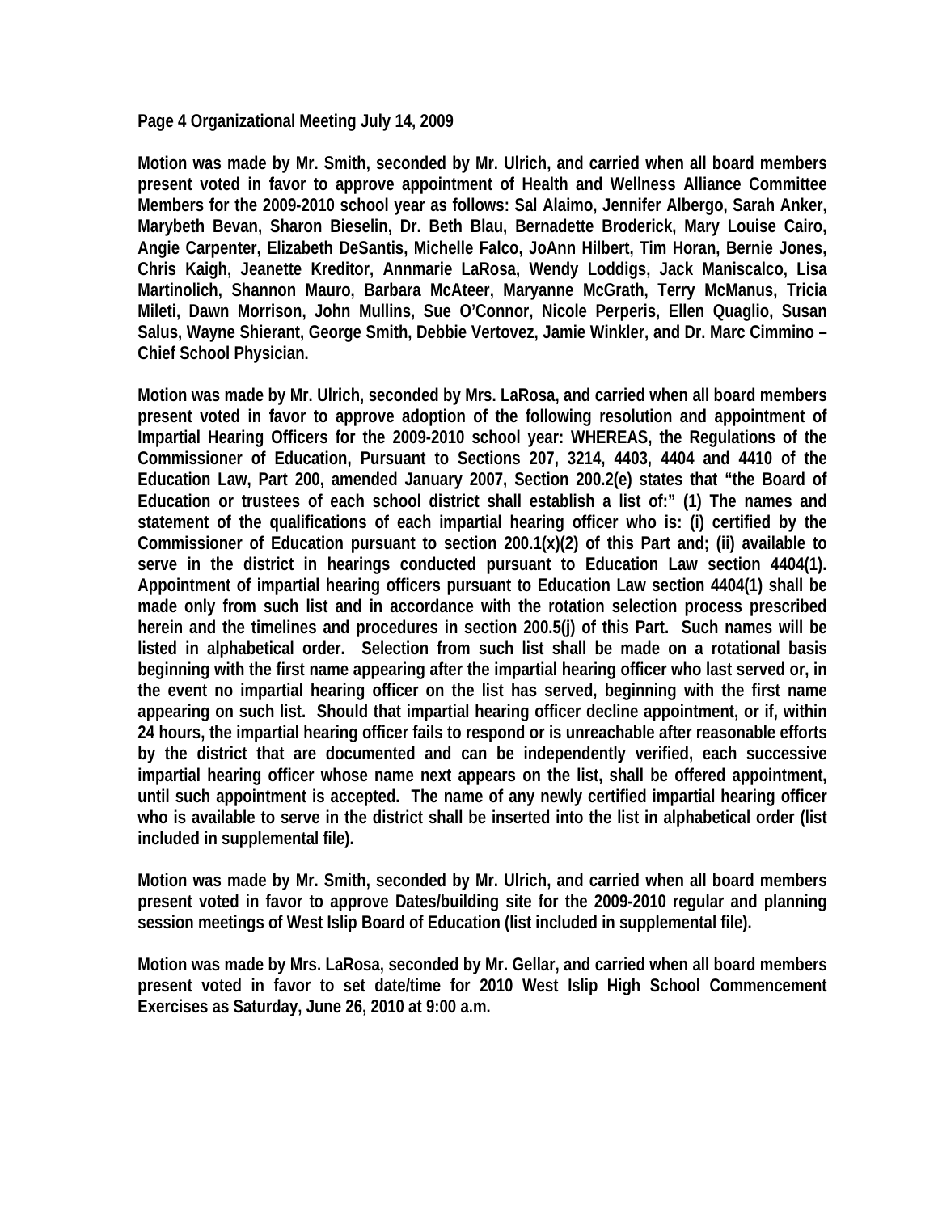Motion was made by Mr. Smith, seconded by Mr. Ulrich, and carried when all board members present voted in favor to approve appointment of Health and Wellness Alliance Committee Members for the 2009-2010 school year as follows: Sal Alaimo, Jennifer Albergo, Sarah Anker, Marybeth Bevan, Sharon Bieselin, Dr. Beth Blau, Bernadette Broderick, Mary Louise Cairo, Angie Carpenter, Elizabeth DeSantis, Michelle Falco, JoAnn Hilbert, Tim Horan, Bernie Jones, Chris Kaigh, Jeanette Kreditor, Annmarie LaRosa, Wendy Loddigs, Jack Maniscalco, Lisa Martinolich, Shannon Mauro, Barbara McAteer, Maryanne McGrath, Terry McManus, Tricia Mileti, Dawn Morrison, John Mullins, Sue O'Connor, Nicole Perperis, Ellen Quaglio, Susan Salus, Wayne Shierant, George Smith, Debbie Vertovez, Jamie Winkler, and Dr. Marc Cimmino – Chief School Physician.

Motion was made by Mr. Ulrich, seconded by Mrs. LaRosa, and carried when all board members present voted in favor to approve adoption of the following resolution and appointment of Impartial Hearing Officers for the 2009-2010 school year: WHEREAS, the Regulations of the Commissioner of Education, Pursuant to Sections 207, 3214, 4403, 4404 and 4410 of the Education Law, Part 200, amended January 2007, Section 200.2(e) states that "the Board of Education or trustees of each school district shall establish a list of:" (1) The names and statement of the qualifications of each impartial hearing officer who is: (i) certified by the Commissioner of Education pursuant to section 200.1(x)(2) of this Part and; (ii) available to serve in the district in hearings conducted pursuant to Education Law section 4404(1). Appointment of impartial hearing officers pursuant to Education Law section 4404(1) shall be made only from such list and in accordance with the rotation selection process prescribed herein and the timelines and procedures in section 200.5(j) of this Part. Such names will be listed in alphabetical order. Selection from such list shall be made on a rotational basis beginning with the first name appearing after the impartial hearing officer who last served or, in the event no impartial hearing officer on the list has served, beginning with the first name appearing on such list. Should that impartial hearing officer decline appointment, or if, within 24 hours, the impartial hearing officer fails to respond or is unreachable after reasonable efforts by the district that are documented and can be independently verified, each successive impartial hearing officer whose name next appears on the list, shall be offered appointment, until such appointment is accepted. The name of any newly certified impartial hearing officer who is available to serve in the district shall be inserted into the list in alphabetical order (list included in supplemental file).

Motion was made by Mr. Smith, seconded by Mr. Ulrich, and carried when all board members present voted in favor to approve Dates/building site for the 2009-2010 regular and planning session meetings of West Islip Board of Education (list included in supplemental file).

Motion was made by Mrs. LaRosa, seconded by Mr. Gellar, and carried when all board members present voted in favor to set date/time for 2010 West Islip High School Commencement Exercises as Saturday, June 26, 2010 at 9:00 a.m.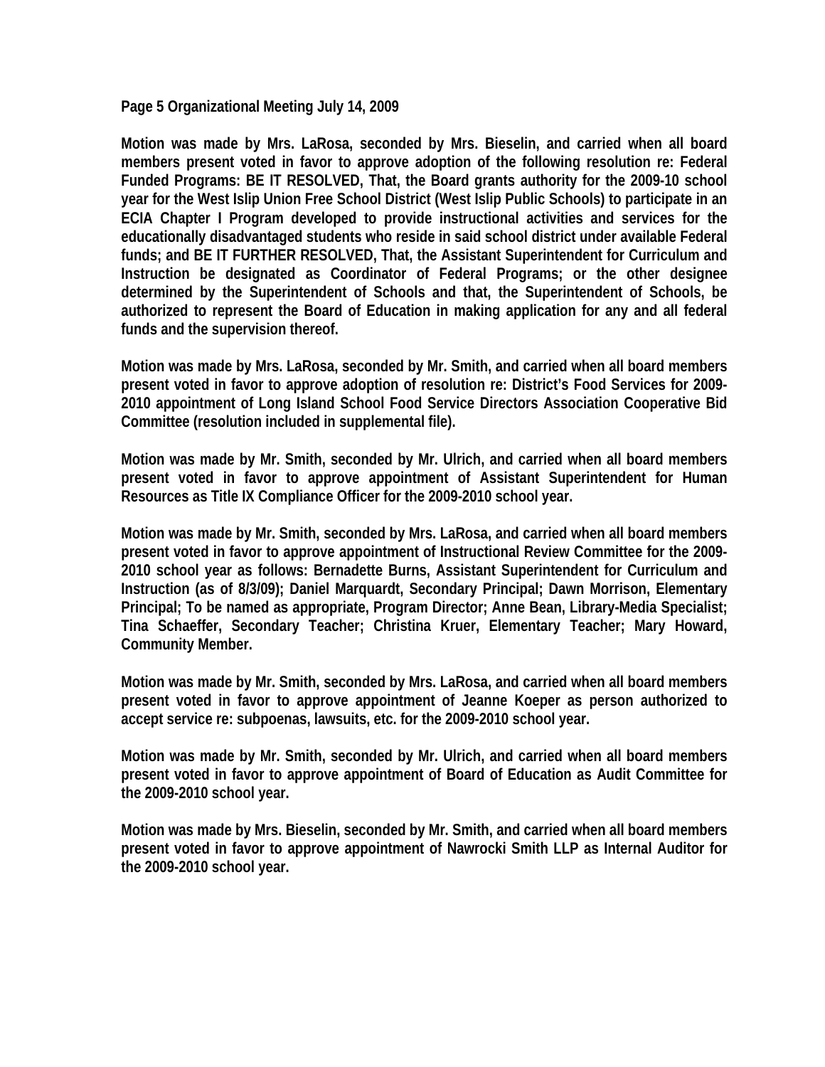Motion was made by Mrs. LaRosa, seconded by Mrs. Bieselin, and carried when all board members present voted in favor to approve adoption of the following resolution re: Federal Funded Programs: BE IT RESOLVED, That, the Board grants authority for the 2009-10 school year for the West Islip Union Free School District (West Islip Public Schools) to participate in an ECIA Chapter I Program developed to provide instructional activities and services for the educationally disadvantaged students who reside in said school district under available Federal funds; and BE IT FURTHER RESOLVED, That, the Assistant Superintendent for Curriculum and Instruction be designated as Coordinator of Federal Programs; or the other designee determined by the Superintendent of Schools and that, the Superintendent of Schools, be authorized to represent the Board of Education in making application for any and all federal funds and the supervision thereof.

Motion was made by Mrs. LaRosa, seconded by Mr. Smith, and carried when all board members present voted in favor to approve adoption of resolution re: District's Food Services for 2009-2010 appointment of Long Island School Food Service Directors Association Cooperative Bid Committee (resolution included in supplemental file).

Motion was made by Mr. Smith, seconded by Mr. Ulrich, and carried when all board members present voted in favor to approve appointment of Assistant Superintendent for Human Resources as Title IX Compliance Officer for the 2009-2010 school year.

Motion was made by Mr. Smith, seconded by Mrs. LaRosa, and carried when all board members present voted in favor to approve appointment of Instructional Review Committee for the 2009-2010 school year as follows: Bernadette Burns, Assistant Superintendent for Curriculum and Instruction (as of 8/3/09); Daniel Marquardt, Secondary Principal; Dawn Morrison, Elementary Principal; To be named as appropriate, Program Director; Anne Bean, Library-Media Specialist; Tina Schaeffer, Secondary Teacher; Christina Kruer, Elementary Teacher; Mary Howard, Community Member.

Motion was made by Mr. Smith, seconded by Mrs. LaRosa, and carried when all board members present voted in favor to approve appointment of Jeanne Koeper as person authorized to accept service re: subpoenas, lawsuits, etc. for the 2009-2010 school year.

Motion was made by Mr. Smith, seconded by Mr. Ulrich, and carried when all board members present voted in favor to approve appointment of Board of Education as Audit Committee for the 2009-2010 school year.

Motion was made by Mrs. Bieselin, seconded by Mr. Smith, and carried when all board members present voted in favor to approve appointment of Nawrocki Smith LLP as Internal Auditor for the 2009-2010 school year.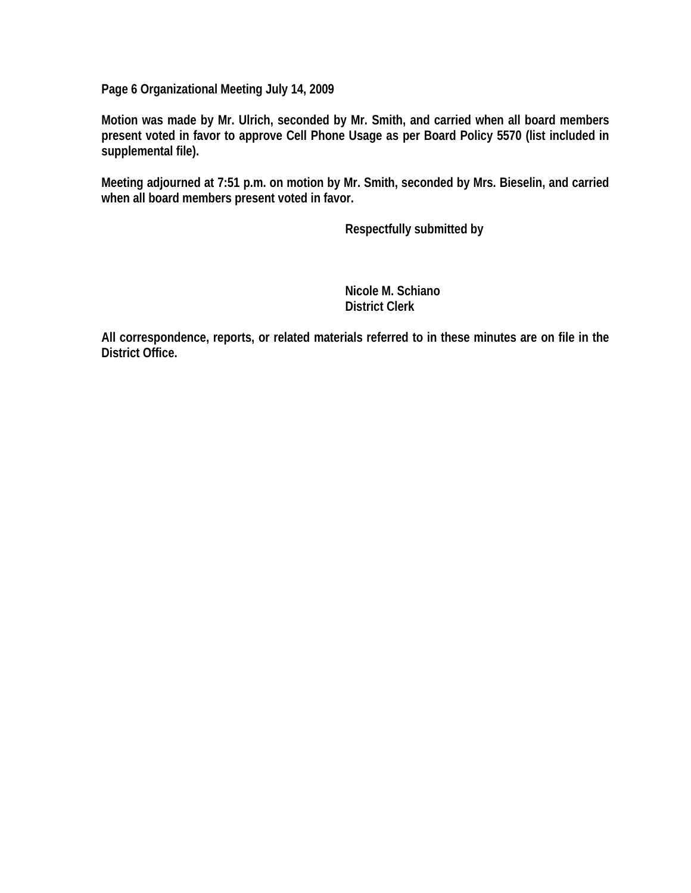**Page 6 Organizational Meeting July 14, 2009**

**Motion was made by Mr. Ulrich, seconded by Mr. Smith, and carried when all board members present voted in favor to approve Cell Phone Usage as per Board Policy 5570 (list included in supplemental file).**

**Meeting adjourned at 7:51 p.m. on motion by Mr. Smith, seconded by Mrs. Bieselin, and carried when all board members present voted in favor.**

**Respectfully submitted by**

**Nicole M. Schiano**
**District Clerk**

**All correspondence, reports, or related materials referred to in these minutes are on file in the District Office.**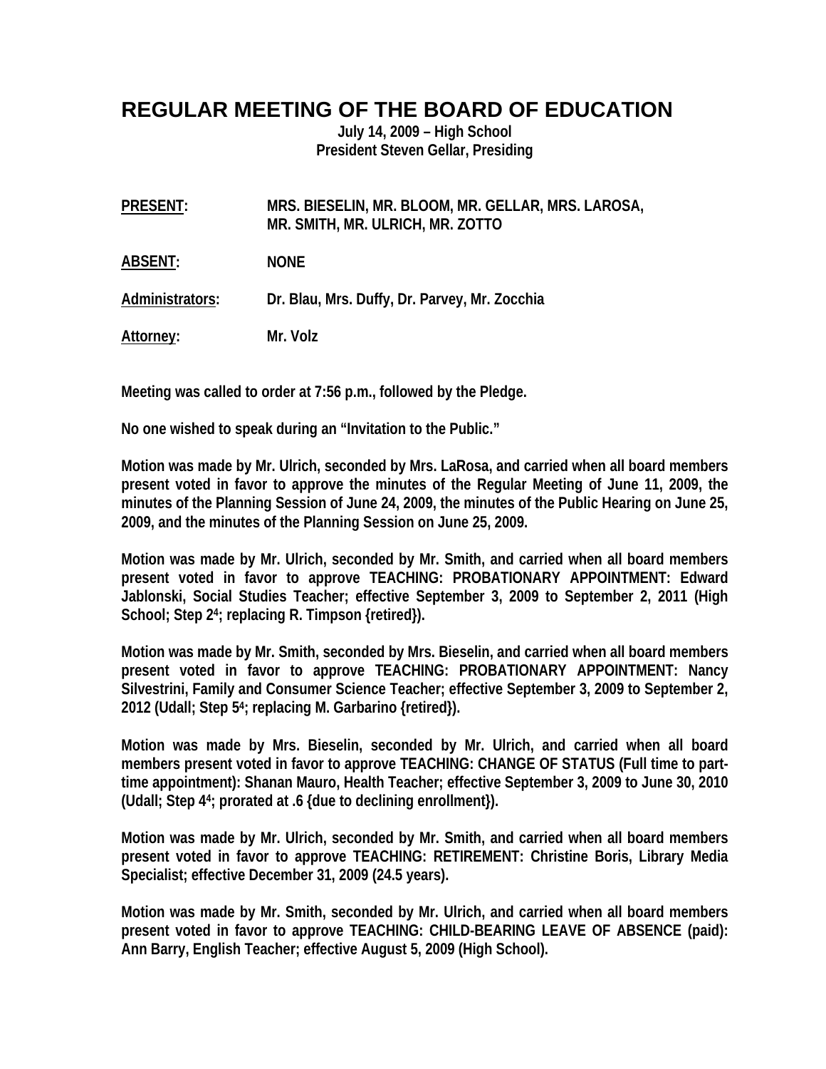# REGULAR MEETING OF THE BOARD OF EDUCATION

**July 14, 2009 – High School**
**President Steven Gellar, Presiding**

**PRESENT:** MRS. BIESELIN, MR. BLOOM, MR. GELLAR, MRS. LAROSA, MR. SMITH, MR. ULRICH, MR. ZOTTO

**ABSENT:** NONE

**Administrators:** Dr. Blau, Mrs. Duffy, Dr. Parvey, Mr. Zocchia

**Attorney:** Mr. Volz

Meeting was called to order at 7:56 p.m., followed by the Pledge.

No one wished to speak during an "Invitation to the Public."

Motion was made by Mr. Ulrich, seconded by Mrs. LaRosa, and carried when all board members present voted in favor to approve the minutes of the Regular Meeting of June 11, 2009, the minutes of the Planning Session of June 24, 2009, the minutes of the Public Hearing on June 25, 2009, and the minutes of the Planning Session on June 25, 2009.

Motion was made by Mr. Ulrich, seconded by Mr. Smith, and carried when all board members present voted in favor to approve TEACHING: PROBATIONARY APPOINTMENT: Edward Jablonski, Social Studies Teacher; effective September 3, 2009 to September 2, 2011 (High School; Step 2[4]; replacing R. Timpson {retired}).

Motion was made by Mr. Smith, seconded by Mrs. Bieselin, and carried when all board members present voted in favor to approve TEACHING: PROBATIONARY APPOINTMENT: Nancy Silvestrini, Family and Consumer Science Teacher; effective September 3, 2009 to September 2, 2012 (Udall; Step 5[4]; replacing M. Garbarino {retired}).

Motion was made by Mrs. Bieselin, seconded by Mr. Ulrich, and carried when all board members present voted in favor to approve TEACHING: CHANGE OF STATUS (Full time to part-time appointment): Shanan Mauro, Health Teacher; effective September 3, 2009 to June 30, 2010 (Udall; Step 4[4]; prorated at .6 {due to declining enrollment}).

Motion was made by Mr. Ulrich, seconded by Mr. Smith, and carried when all board members present voted in favor to approve TEACHING: RETIREMENT: Christine Boris, Library Media Specialist; effective December 31, 2009 (24.5 years).

Motion was made by Mr. Smith, seconded by Mr. Ulrich, and carried when all board members present voted in favor to approve TEACHING: CHILD-BEARING LEAVE OF ABSENCE (paid): Ann Barry, English Teacher; effective August 5, 2009 (High School).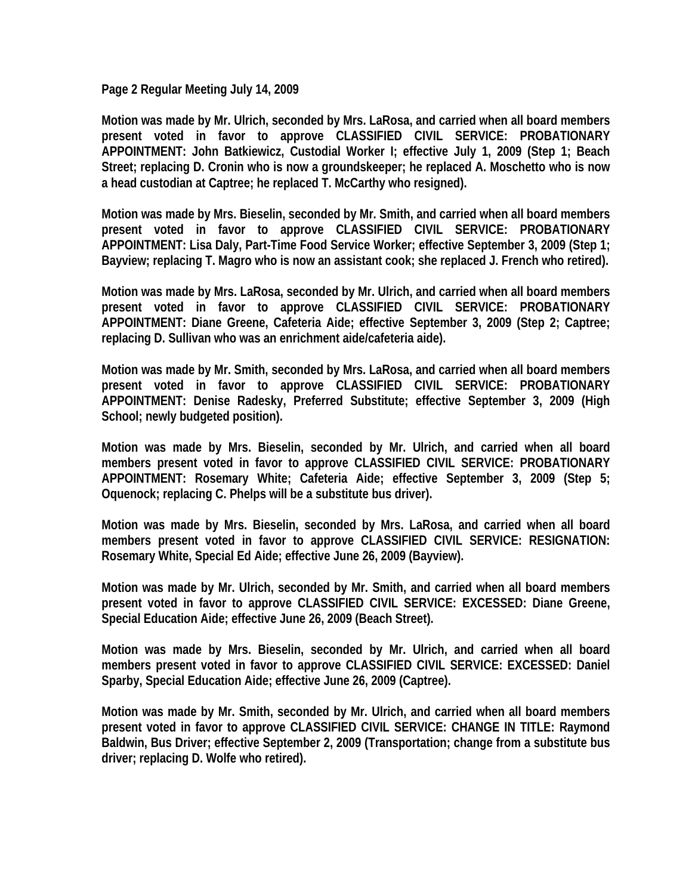**Page 2 Regular Meeting July 14, 2009**

**Motion was made by Mr. Ulrich, seconded by Mrs. LaRosa, and carried when all board members present voted in favor to approve CLASSIFIED CIVIL SERVICE: PROBATIONARY APPOINTMENT: John Batkiewicz, Custodial Worker I; effective July 1, 2009 (Step 1; Beach Street; replacing D. Cronin who is now a groundskeeper; he replaced A. Moschetto who is now a head custodian at Captree; he replaced T. McCarthy who resigned).**

**Motion was made by Mrs. Bieselin, seconded by Mr. Smith, and carried when all board members present voted in favor to approve CLASSIFIED CIVIL SERVICE: PROBATIONARY APPOINTMENT: Lisa Daly, Part-Time Food Service Worker; effective September 3, 2009 (Step 1; Bayview; replacing T. Magro who is now an assistant cook; she replaced J. French who retired).**

**Motion was made by Mrs. LaRosa, seconded by Mr. Ulrich, and carried when all board members present voted in favor to approve CLASSIFIED CIVIL SERVICE: PROBATIONARY APPOINTMENT: Diane Greene, Cafeteria Aide; effective September 3, 2009 (Step 2; Captree; replacing D. Sullivan who was an enrichment aide/cafeteria aide).**

**Motion was made by Mr. Smith, seconded by Mrs. LaRosa, and carried when all board members present voted in favor to approve CLASSIFIED CIVIL SERVICE: PROBATIONARY APPOINTMENT: Denise Radesky, Preferred Substitute; effective September 3, 2009 (High School; newly budgeted position).**

**Motion was made by Mrs. Bieselin, seconded by Mr. Ulrich, and carried when all board members present voted in favor to approve CLASSIFIED CIVIL SERVICE: PROBATIONARY APPOINTMENT: Rosemary White; Cafeteria Aide; effective September 3, 2009 (Step 5; Oquenock; replacing C. Phelps will be a substitute bus driver).**

**Motion was made by Mrs. Bieselin, seconded by Mrs. LaRosa, and carried when all board members present voted in favor to approve CLASSIFIED CIVIL SERVICE: RESIGNATION: Rosemary White, Special Ed Aide; effective June 26, 2009 (Bayview).**

**Motion was made by Mr. Ulrich, seconded by Mr. Smith, and carried when all board members present voted in favor to approve CLASSIFIED CIVIL SERVICE: EXCESSED: Diane Greene, Special Education Aide; effective June 26, 2009 (Beach Street).**

**Motion was made by Mrs. Bieselin, seconded by Mr. Ulrich, and carried when all board members present voted in favor to approve CLASSIFIED CIVIL SERVICE: EXCESSED: Daniel Sparby, Special Education Aide; effective June 26, 2009 (Captree).**

**Motion was made by Mr. Smith, seconded by Mr. Ulrich, and carried when all board members present voted in favor to approve CLASSIFIED CIVIL SERVICE: CHANGE IN TITLE: Raymond Baldwin, Bus Driver; effective September 2, 2009 (Transportation; change from a substitute bus driver; replacing D. Wolfe who retired).**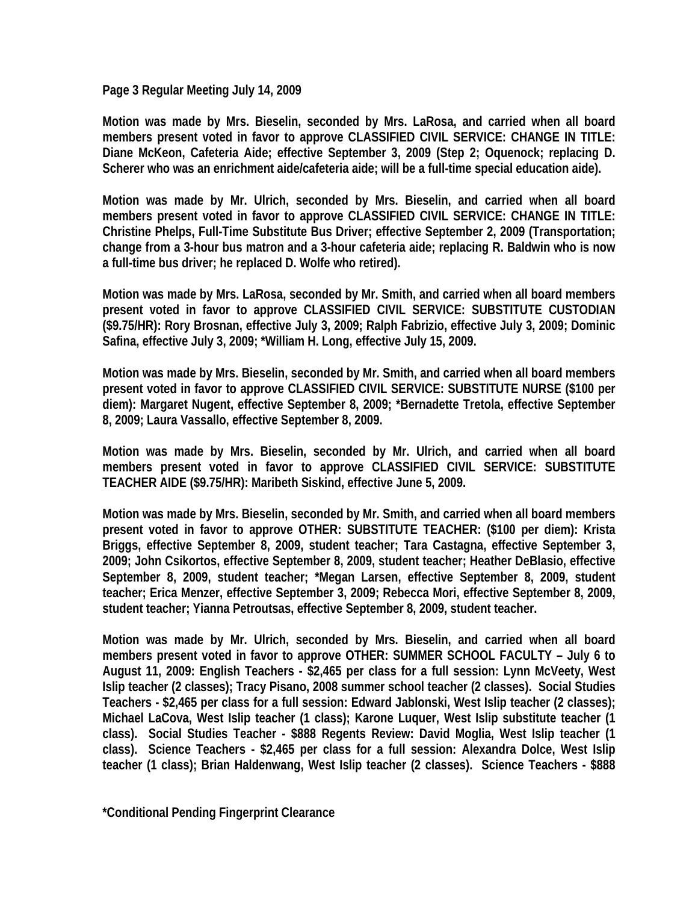**Page 3 Regular Meeting July 14, 2009**

**Motion was made by Mrs. Bieselin, seconded by Mrs. LaRosa, and carried when all board members present voted in favor to approve CLASSIFIED CIVIL SERVICE: CHANGE IN TITLE: Diane McKeon, Cafeteria Aide; effective September 3, 2009 (Step 2; Oquenock; replacing D. Scherer who was an enrichment aide/cafeteria aide; will be a full-time special education aide).**

**Motion was made by Mr. Ulrich, seconded by Mrs. Bieselin, and carried when all board members present voted in favor to approve CLASSIFIED CIVIL SERVICE: CHANGE IN TITLE: Christine Phelps, Full-Time Substitute Bus Driver; effective September 2, 2009 (Transportation; change from a 3-hour bus matron and a 3-hour cafeteria aide; replacing R. Baldwin who is now a full-time bus driver; he replaced D. Wolfe who retired).**

**Motion was made by Mrs. LaRosa, seconded by Mr. Smith, and carried when all board members present voted in favor to approve CLASSIFIED CIVIL SERVICE: SUBSTITUTE CUSTODIAN ($9.75/HR): Rory Brosnan, effective July 3, 2009; Ralph Fabrizio, effective July 3, 2009; Dominic Safina, effective July 3, 2009; *William H. Long, effective July 15, 2009.**

**Motion was made by Mrs. Bieselin, seconded by Mr. Smith, and carried when all board members present voted in favor to approve CLASSIFIED CIVIL SERVICE: SUBSTITUTE NURSE ($100 per diem): Margaret Nugent, effective September 8, 2009; *Bernadette Tretola, effective September 8, 2009; Laura Vassallo, effective September 8, 2009.**

**Motion was made by Mrs. Bieselin, seconded by Mr. Ulrich, and carried when all board members present voted in favor to approve CLASSIFIED CIVIL SERVICE: SUBSTITUTE TEACHER AIDE ($9.75/HR): Maribeth Siskind, effective June 5, 2009.**

**Motion was made by Mrs. Bieselin, seconded by Mr. Smith, and carried when all board members present voted in favor to approve OTHER: SUBSTITUTE TEACHER: ($100 per diem): Krista Briggs, effective September 8, 2009, student teacher; Tara Castagna, effective September 3, 2009; John Csikortos, effective September 8, 2009, student teacher; Heather DeBlasio, effective September 8, 2009, student teacher; *Megan Larsen, effective September 8, 2009, student teacher; Erica Menzer, effective September 3, 2009; Rebecca Mori, effective September 8, 2009, student teacher; Yianna Petroutsas, effective September 8, 2009, student teacher.**

**Motion was made by Mr. Ulrich, seconded by Mrs. Bieselin, and carried when all board members present voted in favor to approve OTHER: SUMMER SCHOOL FACULTY – July 6 to August 11, 2009: English Teachers - $2,465 per class for a full session: Lynn McVeety, West Islip teacher (2 classes); Tracy Pisano, 2008 summer school teacher (2 classes). Social Studies Teachers - $2,465 per class for a full session: Edward Jablonski, West Islip teacher (2 classes); Michael LaCova, West Islip teacher (1 class); Karone Luquer, West Islip substitute teacher (1 class). Social Studies Teacher - $888 Regents Review: David Moglia, West Islip teacher (1 class). Science Teachers - $2,465 per class for a full session: Alexandra Dolce, West Islip teacher (1 class); Brian Haldenwang, West Islip teacher (2 classes). Science Teachers - $888**

**\*Conditional Pending Fingerprint Clearance**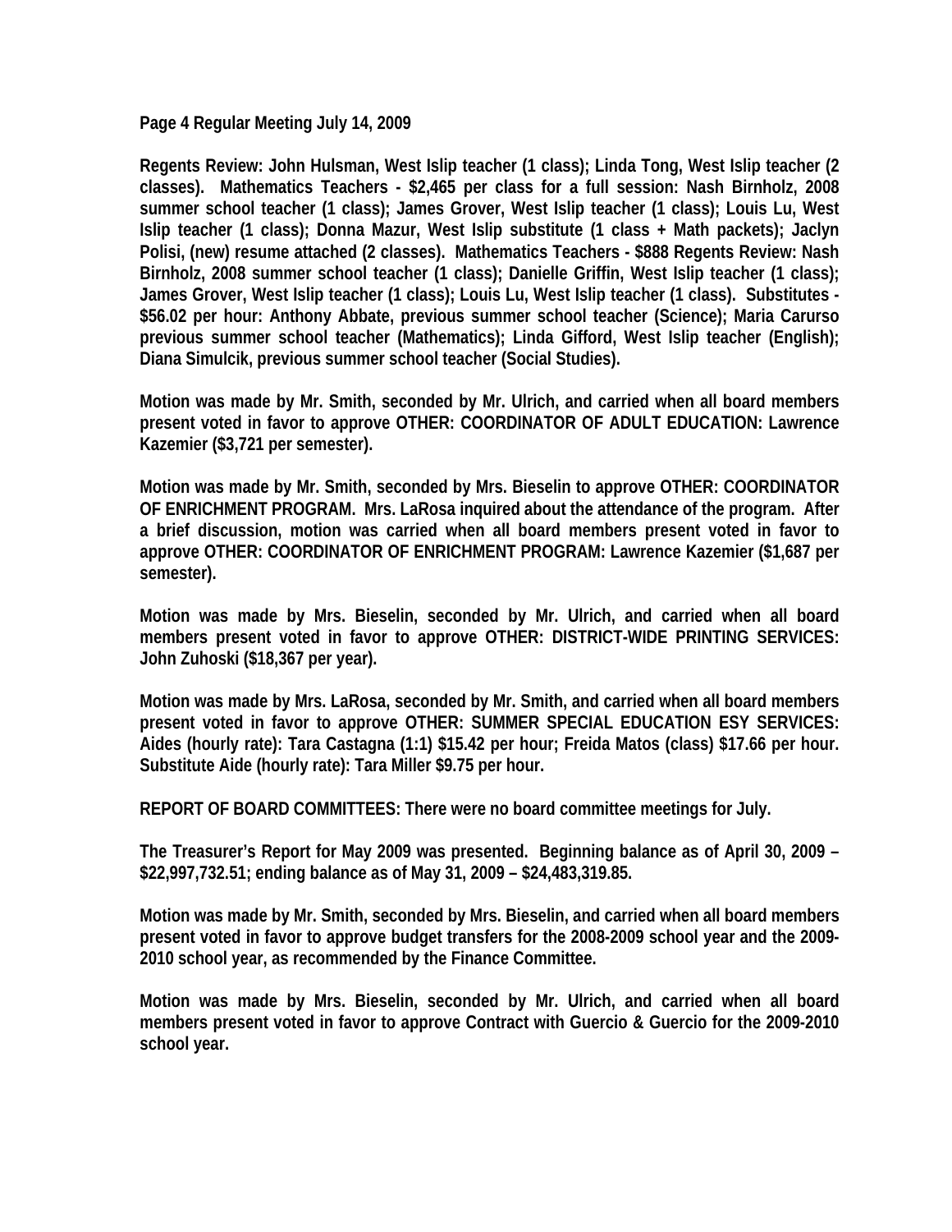**Regents Review: John Hulsman, West Islip teacher (1 class); Linda Tong, West Islip teacher (2 classes). Mathematics Teachers - $2,465 per class for a full session: Nash Birnholz, 2008 summer school teacher (1 class); James Grover, West Islip teacher (1 class); Louis Lu, West Islip teacher (1 class); Donna Mazur, West Islip substitute (1 class + Math packets); Jaclyn Polisi, (new) resume attached (2 classes). Mathematics Teachers - $888 Regents Review: Nash Birnholz, 2008 summer school teacher (1 class); Danielle Griffin, West Islip teacher (1 class); James Grover, West Islip teacher (1 class); Louis Lu, West Islip teacher (1 class). Substitutes - $56.02 per hour: Anthony Abbate, previous summer school teacher (Science); Maria Carurso previous summer school teacher (Mathematics); Linda Gifford, West Islip teacher (English); Diana Simulcik, previous summer school teacher (Social Studies).**

**Motion was made by Mr. Smith, seconded by Mr. Ulrich, and carried when all board members present voted in favor to approve OTHER: COORDINATOR OF ADULT EDUCATION: Lawrence Kazemier ($3,721 per semester).**

**Motion was made by Mr. Smith, seconded by Mrs. Bieselin to approve OTHER: COORDINATOR OF ENRICHMENT PROGRAM. Mrs. LaRosa inquired about the attendance of the program. After a brief discussion, motion was carried when all board members present voted in favor to approve OTHER: COORDINATOR OF ENRICHMENT PROGRAM: Lawrence Kazemier ($1,687 per semester).**

**Motion was made by Mrs. Bieselin, seconded by Mr. Ulrich, and carried when all board members present voted in favor to approve OTHER: DISTRICT-WIDE PRINTING SERVICES: John Zuhoski ($18,367 per year).**

**Motion was made by Mrs. LaRosa, seconded by Mr. Smith, and carried when all board members present voted in favor to approve OTHER: SUMMER SPECIAL EDUCATION ESY SERVICES: Aides (hourly rate): Tara Castagna (1:1) $15.42 per hour; Freida Matos (class) $17.66 per hour. Substitute Aide (hourly rate): Tara Miller $9.75 per hour.**

**REPORT OF BOARD COMMITTEES: There were no board committee meetings for July.**

**The Treasurer's Report for May 2009 was presented. Beginning balance as of April 30, 2009 – $22,997,732.51; ending balance as of May 31, 2009 – $24,483,319.85.**

**Motion was made by Mr. Smith, seconded by Mrs. Bieselin, and carried when all board members present voted in favor to approve budget transfers for the 2008-2009 school year and the 2009-2010 school year, as recommended by the Finance Committee.**

**Motion was made by Mrs. Bieselin, seconded by Mr. Ulrich, and carried when all board members present voted in favor to approve Contract with Guercio & Guercio for the 2009-2010 school year.**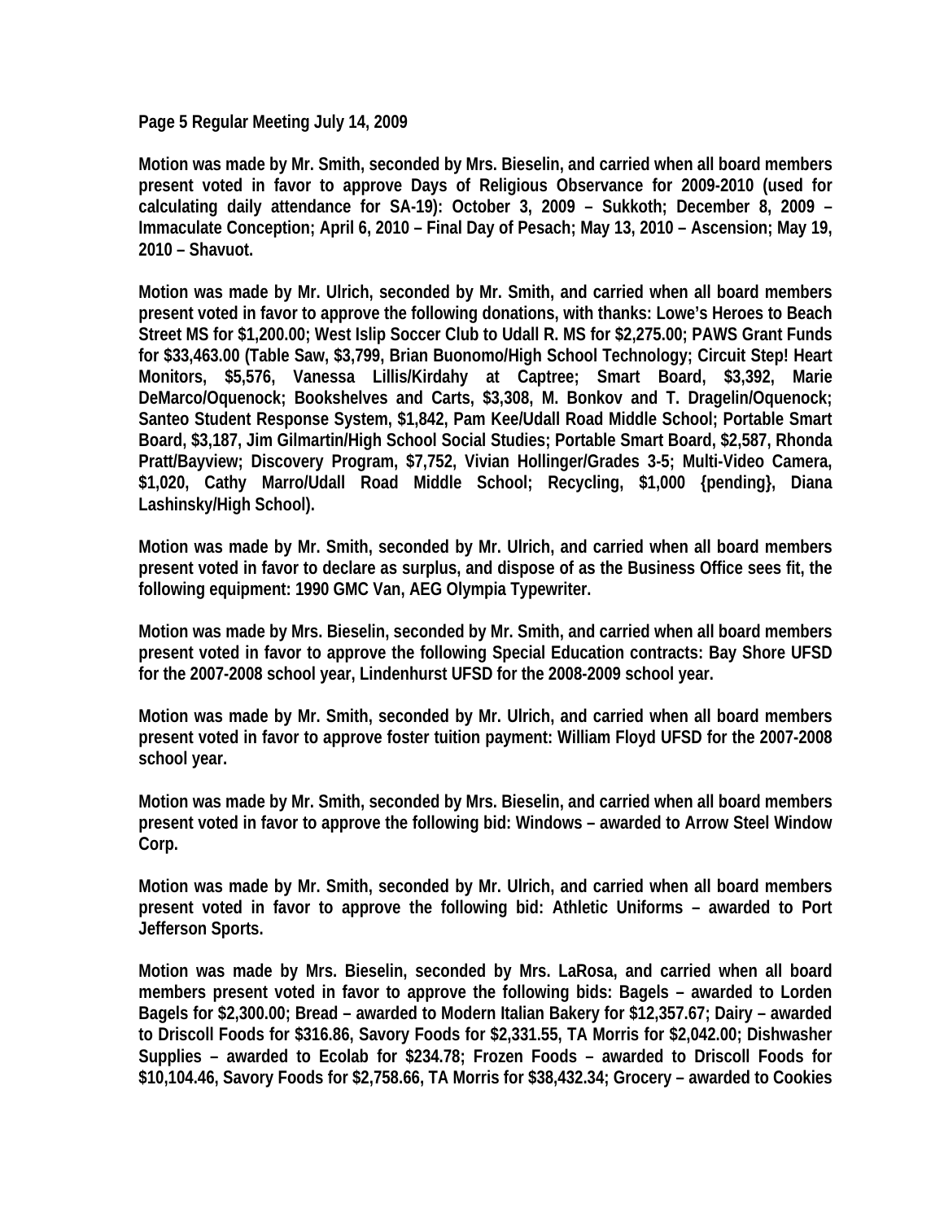**Page 5 Regular Meeting July 14, 2009**

**Motion was made by Mr. Smith, seconded by Mrs. Bieselin, and carried when all board members present voted in favor to approve Days of Religious Observance for 2009-2010 (used for calculating daily attendance for SA-19): October 3, 2009 – Sukkoth; December 8, 2009 – Immaculate Conception; April 6, 2010 – Final Day of Pesach; May 13, 2010 – Ascension; May 19, 2010 – Shavuot.**

**Motion was made by Mr. Ulrich, seconded by Mr. Smith, and carried when all board members present voted in favor to approve the following donations, with thanks: Lowe's Heroes to Beach Street MS for $1,200.00; West Islip Soccer Club to Udall R. MS for $2,275.00; PAWS Grant Funds for $33,463.00 (Table Saw, $3,799, Brian Buonomo/High School Technology; Circuit Step! Heart Monitors, $5,576, Vanessa Lillis/Kirdahy at Captree; Smart Board, $3,392, Marie DeMarco/Oquenock; Bookshelves and Carts, $3,308, M. Bonkov and T. Dragelin/Oquenock; Santeo Student Response System, $1,842, Pam Kee/Udall Road Middle School; Portable Smart Board, $3,187, Jim Gilmartin/High School Social Studies; Portable Smart Board, $2,587, Rhonda Pratt/Bayview; Discovery Program, $7,752, Vivian Hollinger/Grades 3-5; Multi-Video Camera, $1,020, Cathy Marro/Udall Road Middle School; Recycling, $1,000 {pending}, Diana Lashinsky/High School).**

**Motion was made by Mr. Smith, seconded by Mr. Ulrich, and carried when all board members present voted in favor to declare as surplus, and dispose of as the Business Office sees fit, the following equipment: 1990 GMC Van, AEG Olympia Typewriter.**

**Motion was made by Mrs. Bieselin, seconded by Mr. Smith, and carried when all board members present voted in favor to approve the following Special Education contracts: Bay Shore UFSD for the 2007-2008 school year, Lindenhurst UFSD for the 2008-2009 school year.**

**Motion was made by Mr. Smith, seconded by Mr. Ulrich, and carried when all board members present voted in favor to approve foster tuition payment: William Floyd UFSD for the 2007-2008 school year.**

**Motion was made by Mr. Smith, seconded by Mrs. Bieselin, and carried when all board members present voted in favor to approve the following bid: Windows – awarded to Arrow Steel Window Corp.**

**Motion was made by Mr. Smith, seconded by Mr. Ulrich, and carried when all board members present voted in favor to approve the following bid: Athletic Uniforms – awarded to Port Jefferson Sports.**

**Motion was made by Mrs. Bieselin, seconded by Mrs. LaRosa, and carried when all board members present voted in favor to approve the following bids: Bagels – awarded to Lorden Bagels for $2,300.00; Bread – awarded to Modern Italian Bakery for $12,357.67; Dairy – awarded to Driscoll Foods for $316.86, Savory Foods for $2,331.55, TA Morris for $2,042.00; Dishwasher Supplies – awarded to Ecolab for $234.78; Frozen Foods – awarded to Driscoll Foods for $10,104.46, Savory Foods for $2,758.66, TA Morris for $38,432.34; Grocery – awarded to Cookies**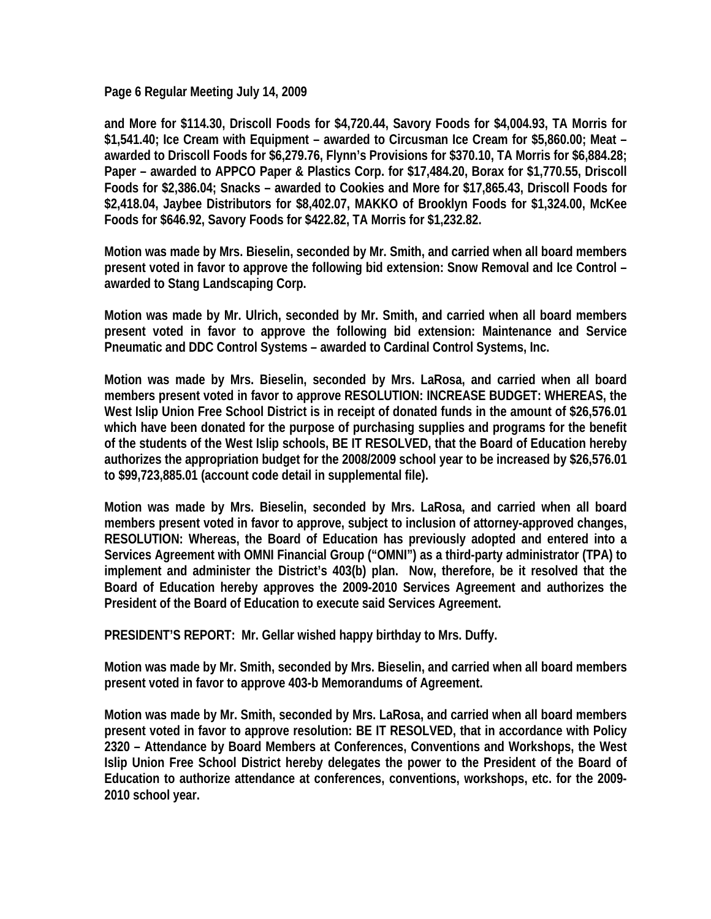**and More for $114.30, Driscoll Foods for $4,720.44, Savory Foods for $4,004.93, TA Morris for $1,541.40; Ice Cream with Equipment – awarded to Circusman Ice Cream for $5,860.00; Meat – awarded to Driscoll Foods for $6,279.76, Flynn's Provisions for $370.10, TA Morris for $6,884.28; Paper – awarded to APPCO Paper & Plastics Corp. for $17,484.20, Borax for $1,770.55, Driscoll Foods for $2,386.04; Snacks – awarded to Cookies and More for $17,865.43, Driscoll Foods for $2,418.04, Jaybee Distributors for $8,402.07, MAKKO of Brooklyn Foods for $1,324.00, McKee Foods for $646.92, Savory Foods for $422.82, TA Morris for $1,232.82.**

**Motion was made by Mrs. Bieselin, seconded by Mr. Smith, and carried when all board members present voted in favor to approve the following bid extension: Snow Removal and Ice Control – awarded to Stang Landscaping Corp.**

**Motion was made by Mr. Ulrich, seconded by Mr. Smith, and carried when all board members present voted in favor to approve the following bid extension: Maintenance and Service Pneumatic and DDC Control Systems – awarded to Cardinal Control Systems, Inc.**

**Motion was made by Mrs. Bieselin, seconded by Mrs. LaRosa, and carried when all board members present voted in favor to approve RESOLUTION: INCREASE BUDGET: WHEREAS, the West Islip Union Free School District is in receipt of donated funds in the amount of $26,576.01 which have been donated for the purpose of purchasing supplies and programs for the benefit of the students of the West Islip schools, BE IT RESOLVED, that the Board of Education hereby authorizes the appropriation budget for the 2008/2009 school year to be increased by $26,576.01 to $99,723,885.01 (account code detail in supplemental file).**

**Motion was made by Mrs. Bieselin, seconded by Mrs. LaRosa, and carried when all board members present voted in favor to approve, subject to inclusion of attorney-approved changes, RESOLUTION: Whereas, the Board of Education has previously adopted and entered into a Services Agreement with OMNI Financial Group ("OMNI") as a third-party administrator (TPA) to implement and administer the District's 403(b) plan. Now, therefore, be it resolved that the Board of Education hereby approves the 2009-2010 Services Agreement and authorizes the President of the Board of Education to execute said Services Agreement.**

**PRESIDENT'S REPORT: Mr. Gellar wished happy birthday to Mrs. Duffy.**

**Motion was made by Mr. Smith, seconded by Mrs. Bieselin, and carried when all board members present voted in favor to approve 403-b Memorandums of Agreement.**

**Motion was made by Mr. Smith, seconded by Mrs. LaRosa, and carried when all board members present voted in favor to approve resolution: BE IT RESOLVED, that in accordance with Policy 2320 – Attendance by Board Members at Conferences, Conventions and Workshops, the West Islip Union Free School District hereby delegates the power to the President of the Board of Education to authorize attendance at conferences, conventions, workshops, etc. for the 2009-2010 school year.**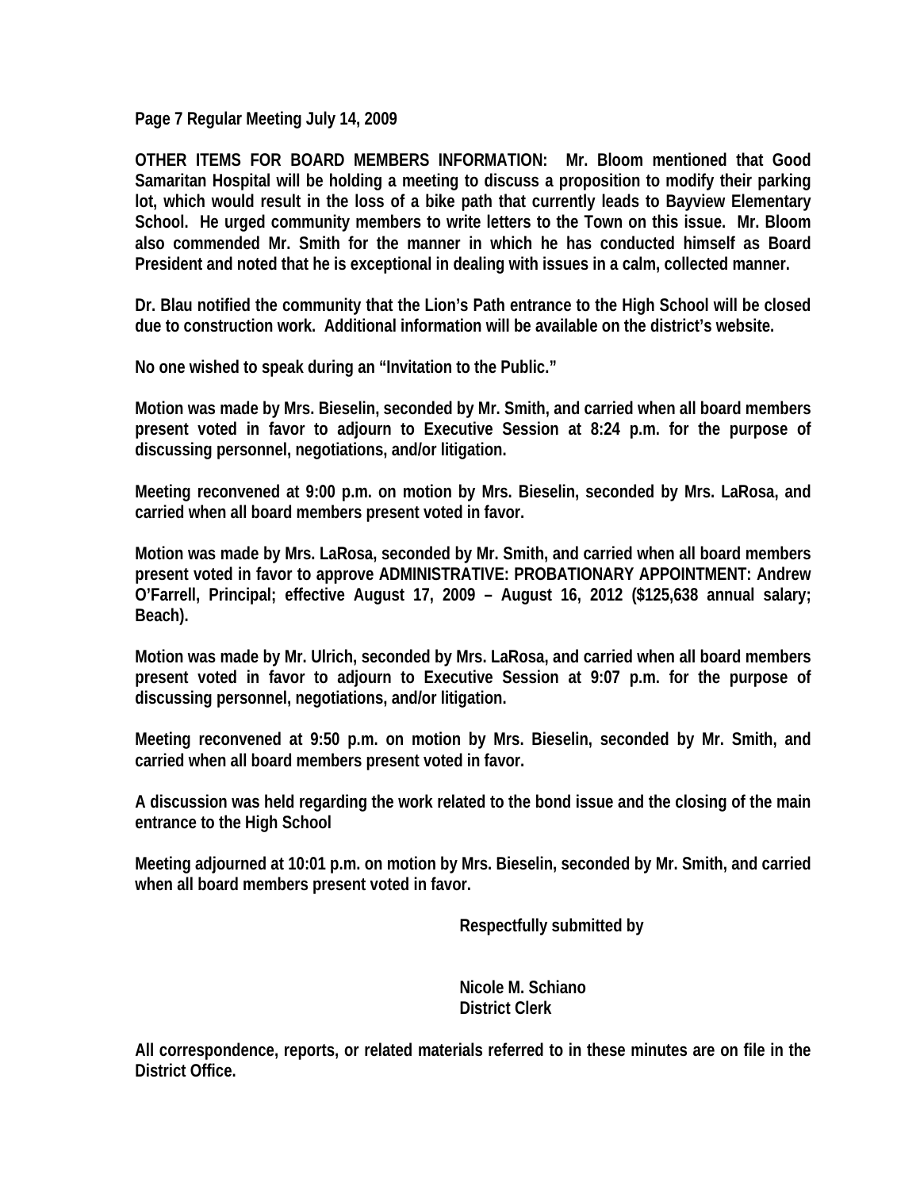**Page 7 Regular Meeting July 14, 2009**

**OTHER ITEMS FOR BOARD MEMBERS INFORMATION:** Mr. Bloom mentioned that Good Samaritan Hospital will be holding a meeting to discuss a proposition to modify their parking lot, which would result in the loss of a bike path that currently leads to Bayview Elementary School. He urged community members to write letters to the Town on this issue. Mr. Bloom also commended Mr. Smith for the manner in which he has conducted himself as Board President and noted that he is exceptional in dealing with issues in a calm, collected manner.

Dr. Blau notified the community that the Lion's Path entrance to the High School will be closed due to construction work. Additional information will be available on the district's website.

No one wished to speak during an "Invitation to the Public."

Motion was made by Mrs. Bieselin, seconded by Mr. Smith, and carried when all board members present voted in favor to adjourn to Executive Session at 8:24 p.m. for the purpose of discussing personnel, negotiations, and/or litigation.

Meeting reconvened at 9:00 p.m. on motion by Mrs. Bieselin, seconded by Mrs. LaRosa, and carried when all board members present voted in favor.

Motion was made by Mrs. LaRosa, seconded by Mr. Smith, and carried when all board members present voted in favor to approve ADMINISTRATIVE: PROBATIONARY APPOINTMENT: Andrew O'Farrell, Principal; effective August 17, 2009 – August 16, 2012 ($125,638 annual salary; Beach).

Motion was made by Mr. Ulrich, seconded by Mrs. LaRosa, and carried when all board members present voted in favor to adjourn to Executive Session at 9:07 p.m. for the purpose of discussing personnel, negotiations, and/or litigation.

Meeting reconvened at 9:50 p.m. on motion by Mrs. Bieselin, seconded by Mr. Smith, and carried when all board members present voted in favor.

A discussion was held regarding the work related to the bond issue and the closing of the main entrance to the High School

Meeting adjourned at 10:01 p.m. on motion by Mrs. Bieselin, seconded by Mr. Smith, and carried when all board members present voted in favor.

Respectfully submitted by

Nicole M. Schiano
District Clerk

All correspondence, reports, or related materials referred to in these minutes are on file in the District Office.